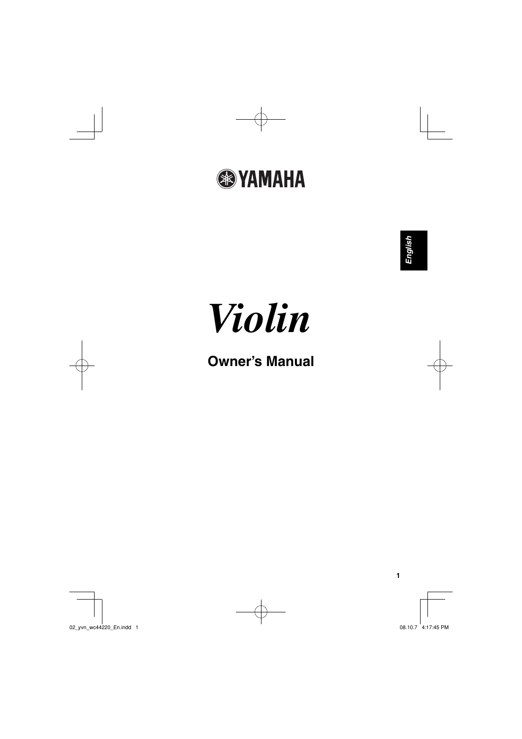YAMAHA

English

# *Violin*

## Owner's Manual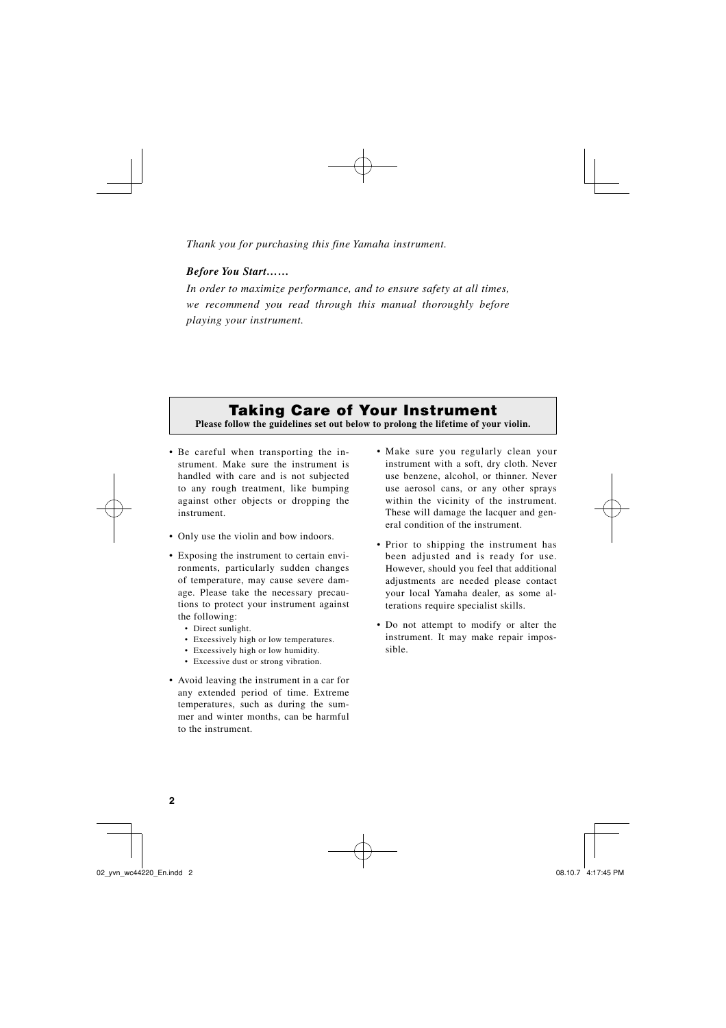*Thank you for purchasing this fine Yamaha instrument.*

***Before You Start……***

*In order to maximize performance, and to ensure safety at all times, we recommend you read through this manual thoroughly before playing your instrument.*

## Taking Care of Your Instrument

**Please follow the guidelines set out below to prolong the lifetime of your violin.**

- Be careful when transporting the instrument. Make sure the instrument is handled with care and is not subjected to any rough treatment, like bumping against other objects or dropping the instrument.
- Only use the violin and bow indoors.
- Exposing the instrument to certain environments, particularly sudden changes of temperature, may cause severe damage. Please take the necessary precautions to protect your instrument against the following:
    - Direct sunlight.
    - Excessively high or low temperatures.
    - Excessively high or low humidity.
    - Excessive dust or strong vibration.
- Avoid leaving the instrument in a car for any extended period of time. Extreme temperatures, such as during the summer and winter months, can be harmful to the instrument.
- Make sure you regularly clean your instrument with a soft, dry cloth. Never use benzene, alcohol, or thinner. Never use aerosol cans, or any other sprays within the vicinity of the instrument. These will damage the lacquer and general condition of the instrument.
- Prior to shipping the instrument has been adjusted and is ready for use. However, should you feel that additional adjustments are needed please contact your local Yamaha dealer, as some alterations require specialist skills.
- Do not attempt to modify or alter the instrument. It may make repair impossible.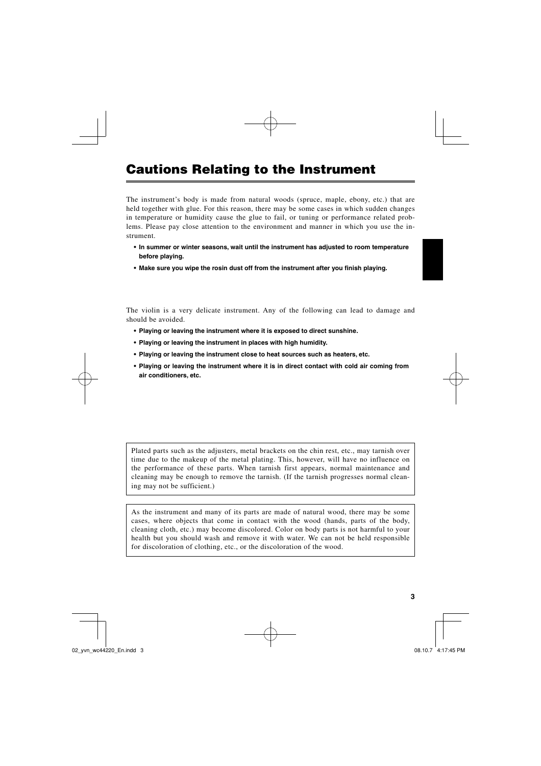# Cautions Relating to the Instrument

The instrument's body is made from natural woods (spruce, maple, ebony, etc.) that are held together with glue. For this reason, there may be some cases in which sudden changes in temperature or humidity cause the glue to fail, or tuning or performance related problems. Please pay close attention to the environment and manner in which you use the instrument.

- **In summer or winter seasons, wait until the instrument has adjusted to room temperature before playing.**
- **Make sure you wipe the rosin dust off from the instrument after you finish playing.**

The violin is a very delicate instrument. Any of the following can lead to damage and should be avoided.

- **Playing or leaving the instrument where it is exposed to direct sunshine.**
- **Playing or leaving the instrument in places with high humidity.**
- **Playing or leaving the instrument close to heat sources such as heaters, etc.**
- **Playing or leaving the instrument where it is in direct contact with cold air coming from air conditioners, etc.**

Plated parts such as the adjusters, metal brackets on the chin rest, etc., may tarnish over time due to the makeup of the metal plating. This, however, will have no influence on the performance of these parts. When tarnish first appears, normal maintenance and cleaning may be enough to remove the tarnish. (If the tarnish progresses normal cleaning may not be sufficient.)

As the instrument and many of its parts are made of natural wood, there may be some cases, where objects that come in contact with the wood (hands, parts of the body, cleaning cloth, etc.) may become discolored. Color on body parts is not harmful to your health but you should wash and remove it with water. We can not be held responsible for discoloration of clothing, etc., or the discoloration of the wood.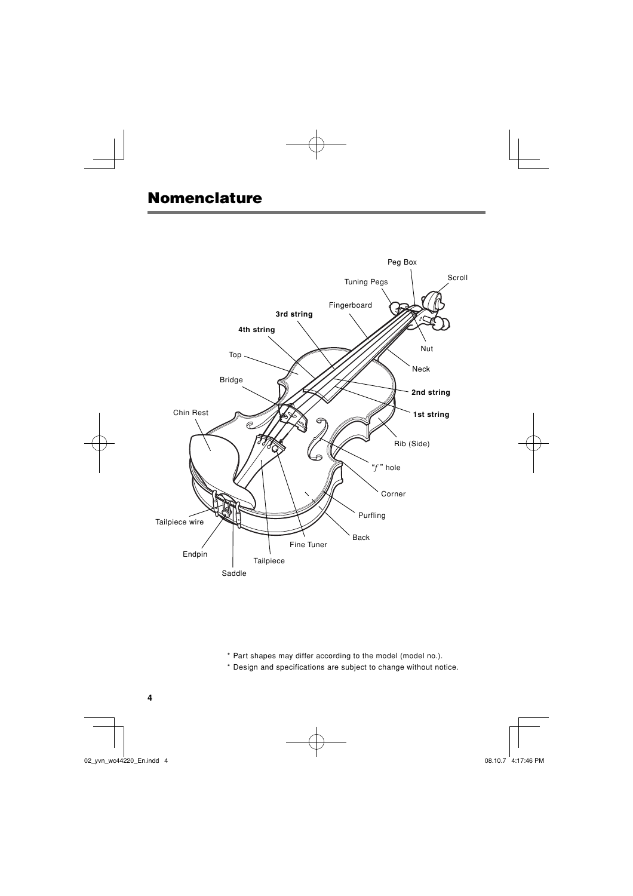# Nomenclature

Peg Box

Scroll

Tuning Pegs

Fingerboard

3rd string

4th string

Nut

Top

Neck

Bridge

2nd string

1st string

Chin Rest

Rib (Side)

"*f*" hole

Corner

Purfling

Tailpiece wire

Back

Fine Tuner

Endpin

Tailpiece

Saddle

* Part shapes may differ according to the model (model no.).
* Design and specifications are subject to change without notice.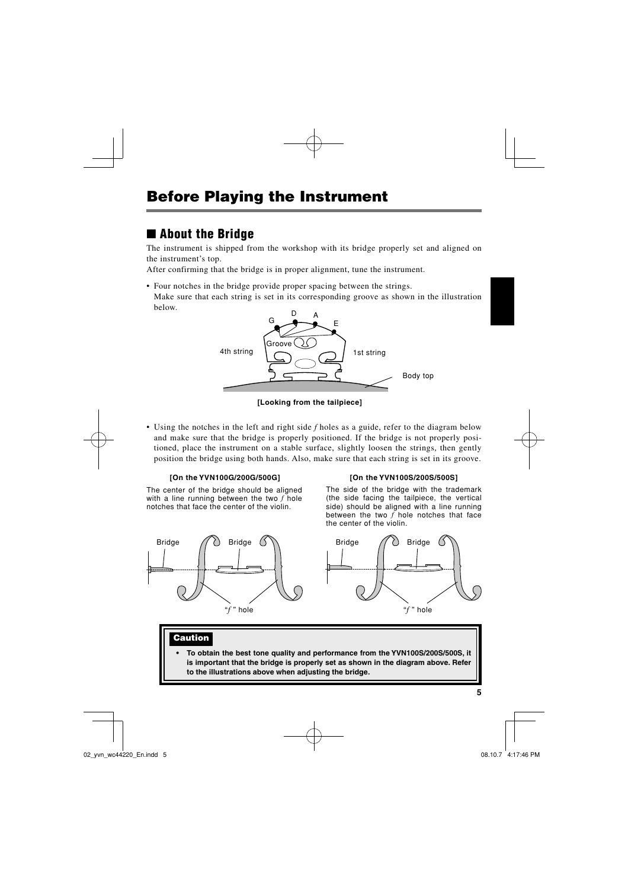# Before Playing the Instrument

## ■ About the Bridge

The instrument is shipped from the workshop with its bridge properly set and aligned on the instrument's top.

After confirming that the bridge is in proper alignment, tune the instrument.

- Four notches in the bridge provide proper spacing between the strings.
  Make sure that each string is set in its corresponding groove as shown in the illustration below.

G D A E
Groove
4th string
1st string
Body top

**[Looking from the tailpiece]**

- Using the notches in the left and right side *f* holes as a guide, refer to the diagram below and make sure that the bridge is properly positioned. If the bridge is not properly positioned, place the instrument on a stable surface, slightly loosen the strings, then gently position the bridge using both hands. Also, make sure that each string is set in its groove.

**[On the YVN100G/200G/500G]**

The center of the bridge should be aligned with a line running between the two *f* hole notches that face the center of the violin.

Bridge Bridge
"*f*" hole

**[On the YVN100S/200S/500S]**

The side of the bridge with the trademark (the side facing the tailpiece, the vertical side) should be aligned with a line running between the two *f* hole notches that face the center of the violin.

Bridge Bridge
"*f*" hole

**Caution**

- **To obtain the best tone quality and performance from the YVN100S/200S/500S, it is important that the bridge is properly set as shown in the diagram above. Refer to the illustrations above when adjusting the bridge.**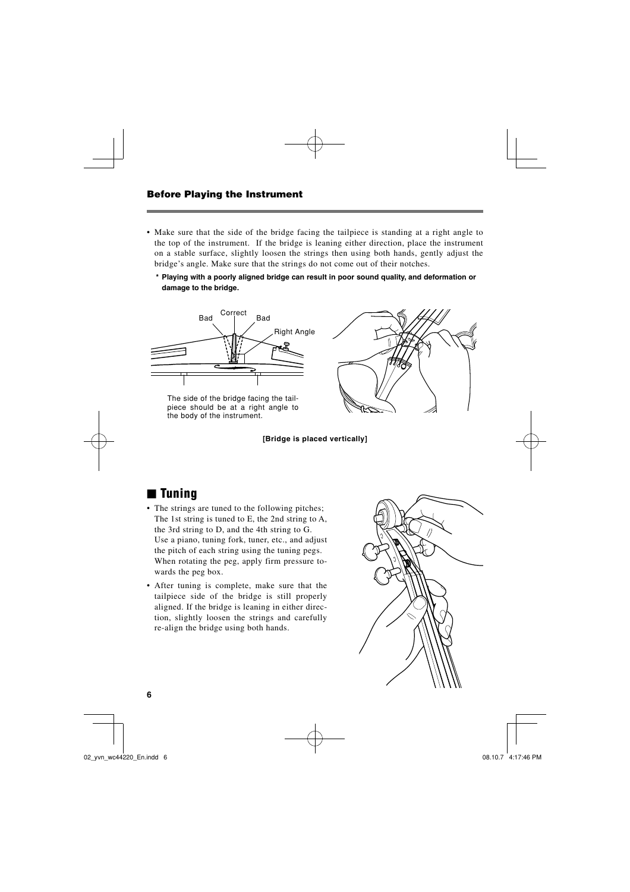## Before Playing the Instrument

- Make sure that the side of the bridge facing the tailpiece is standing at a right angle to the top of the instrument. If the bridge is leaning either direction, place the instrument on a stable surface, slightly loosen the strings then using both hands, gently adjust the bridge's angle. Make sure that the strings do not come out of their notches.
  - **\* Playing with a poorly aligned bridge can result in poor sound quality, and deformation or damage to the bridge.**

Bad Correct Bad Right Angle

The side of the bridge facing the tailpiece should be at a right angle to the body of the instrument.

**[Bridge is placed vertically]**

## ■ Tuning

- The strings are tuned to the following pitches; The 1st string is tuned to E, the 2nd string to A, the 3rd string to D, and the 4th string to G. Use a piano, tuning fork, tuner, etc., and adjust the pitch of each string using the tuning pegs. When rotating the peg, apply firm pressure towards the peg box.
- After tuning is complete, make sure that the tailpiece side of the bridge is still properly aligned. If the bridge is leaning in either direction, slightly loosen the strings and carefully re-align the bridge using both hands.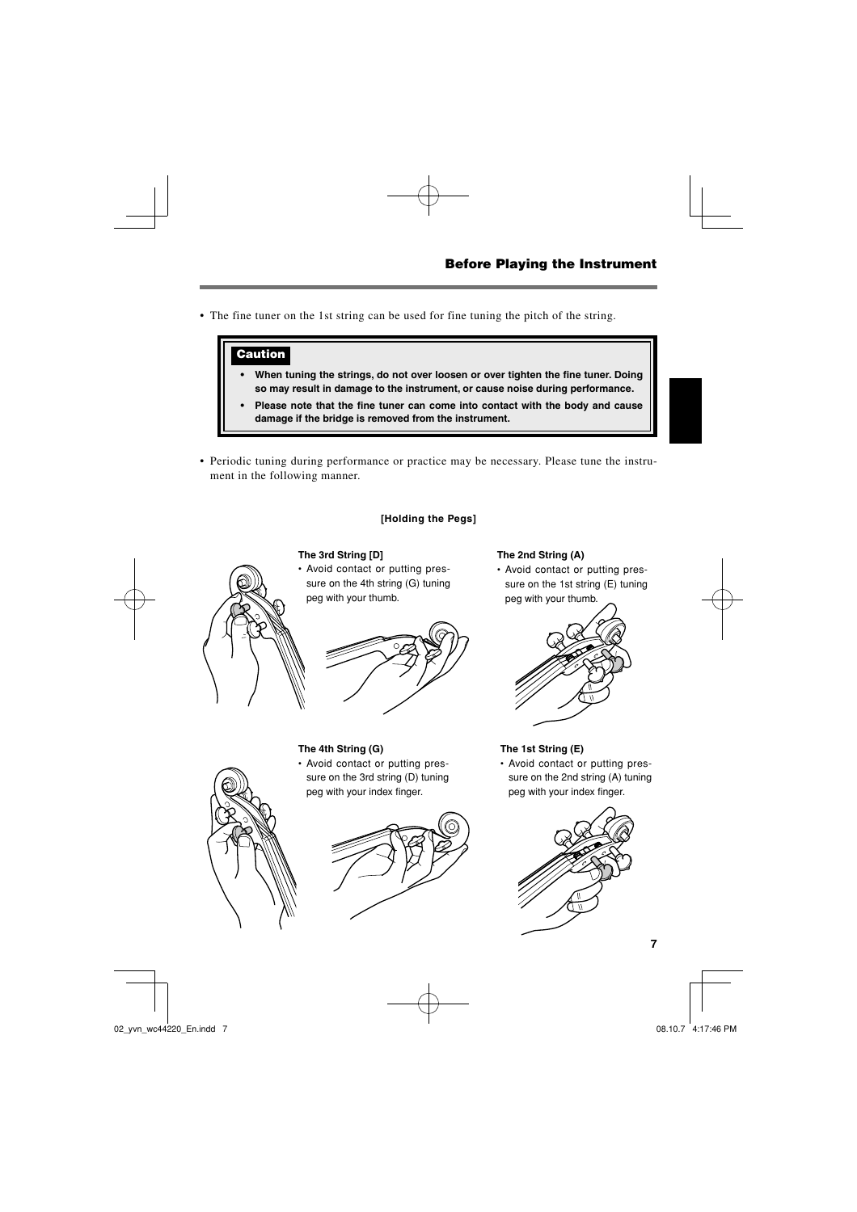- The fine tuner on the 1st string can be used for fine tuning the pitch of the string.

> **Caution**
>
> - **When tuning the strings, do not over loosen or over tighten the fine tuner. Doing so may result in damage to the instrument, or cause noise during performance.**
> - **Please note that the fine tuner can come into contact with the body and cause damage if the bridge is removed from the instrument.**

- Periodic tuning during performance or practice may be necessary. Please tune the instrument in the following manner.

**[Holding the Pegs]**

**The 3rd String [D]**

- Avoid contact or putting pressure on the 4th string (G) tuning peg with your thumb.

**The 2nd String (A)**

- Avoid contact or putting pressure on the 1st string (E) tuning peg with your thumb.

**The 4th String (G)**

- Avoid contact or putting pressure on the 3rd string (D) tuning peg with your index finger.

**The 1st String (E)**

- Avoid contact or putting pressure on the 2nd string (A) tuning peg with your index finger.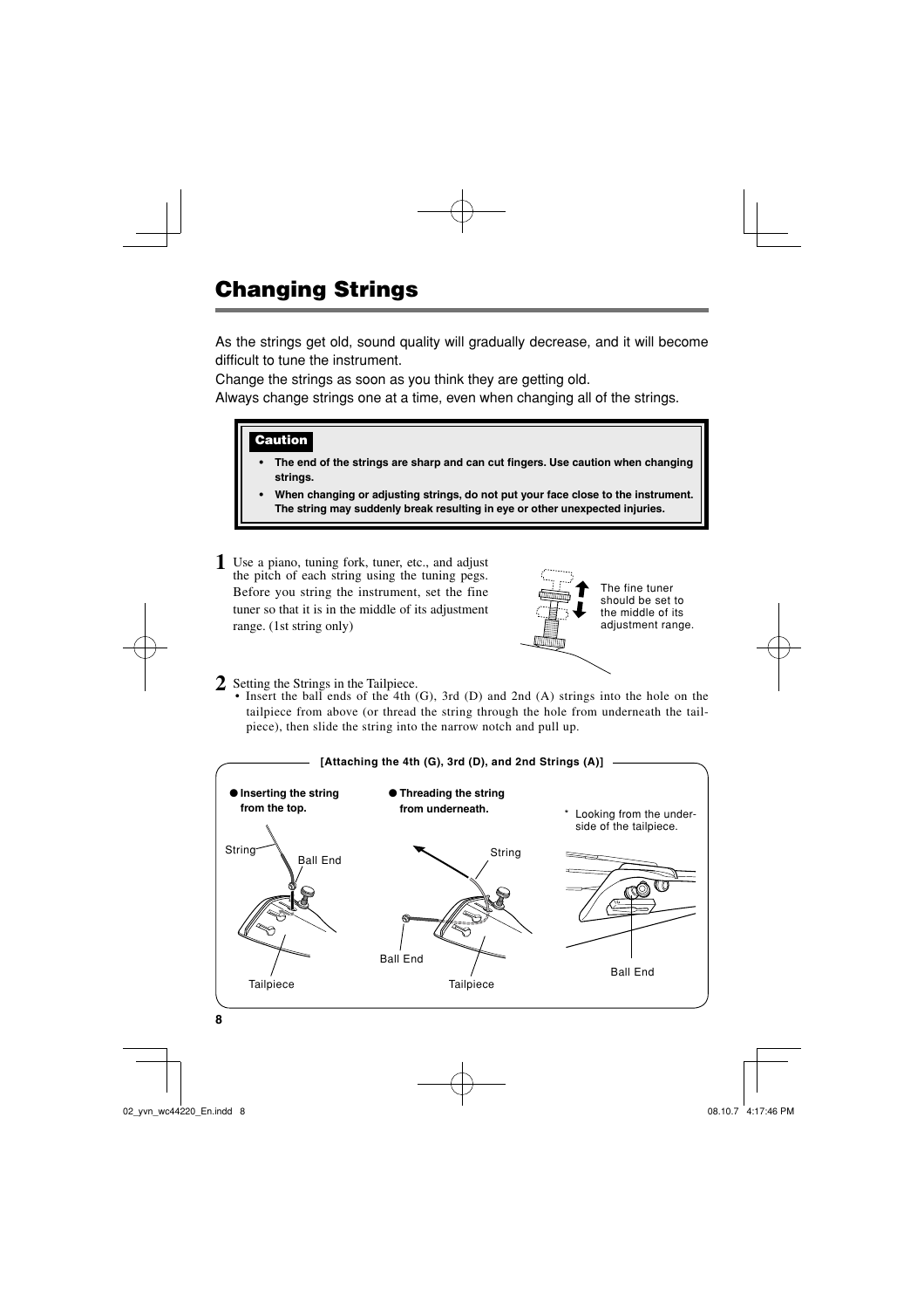# Changing Strings

As the strings get old, sound quality will gradually decrease, and it will become difficult to tune the instrument.

Change the strings as soon as you think they are getting old.

Always change strings one at a time, even when changing all of the strings.

> **Caution**
>
> - **The end of the strings are sharp and can cut fingers. Use caution when changing strings.**
> - **When changing or adjusting strings, do not put your face close to the instrument. The string may suddenly break resulting in eye or other unexpected injuries.**

**1** Use a piano, tuning fork, tuner, etc., and adjust the pitch of each string using the tuning pegs. Before you string the instrument, set the fine tuner so that it is in the middle of its adjustment range. (1st string only)

The fine tuner should be set to the middle of its adjustment range.

**2** Setting the Strings in the Tailpiece.

- Insert the ball ends of the 4th (G), 3rd (D) and 2nd (A) strings into the hole on the tailpiece from above (or thread the string through the hole from underneath the tailpiece), then slide the string into the narrow notch and pull up.

**[Attaching the 4th (G), 3rd (D), and 2nd Strings (A)]**

● **Inserting the string from the top.**

String — Ball End — Tailpiece

● **Threading the string from underneath.**

String — Ball End — Tailpiece

\* Looking from the underside of the tailpiece.

Ball End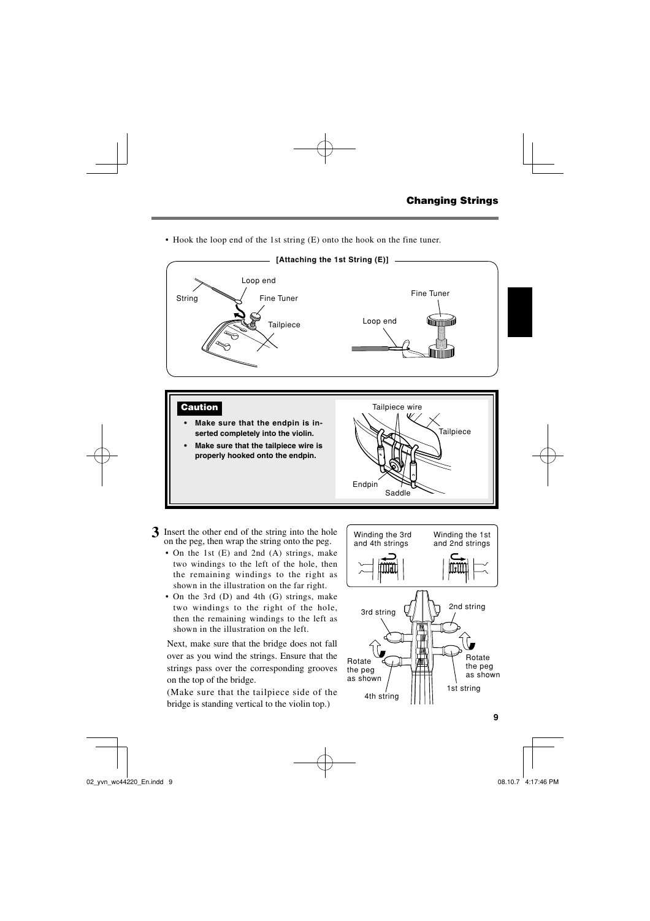• Hook the loop end of the 1st string (E) onto the hook on the fine tuner.

**[Attaching the 1st String (E)]**

String, Loop end, Fine Tuner, Tailpiece

Fine Tuner, Loop end

**Caution**

- **Make sure that the endpin is inserted completely into the violin.**
- **Make sure that the tailpiece wire is properly hooked onto the endpin.**

Tailpiece wire, Tailpiece, Endpin, Saddle

**3** Insert the other end of the string into the hole on the peg, then wrap the string onto the peg.

- On the 1st (E) and 2nd (A) strings, make two windings to the left of the hole, then the remaining windings to the right as shown in the illustration on the far right.
- On the 3rd (D) and 4th (G) strings, make two windings to the right of the hole, then the remaining windings to the left as shown in the illustration on the left.

Next, make sure that the bridge does not fall over as you wind the strings. Ensure that the strings pass over the corresponding grooves on the top of the bridge.

(Make sure that the tailpiece side of the bridge is standing vertical to the violin top.)

Winding the 3rd and 4th strings

Winding the 1st and 2nd strings

3rd string, 2nd string, Rotate the peg as shown, Rotate the peg as shown, 4th string, 1st string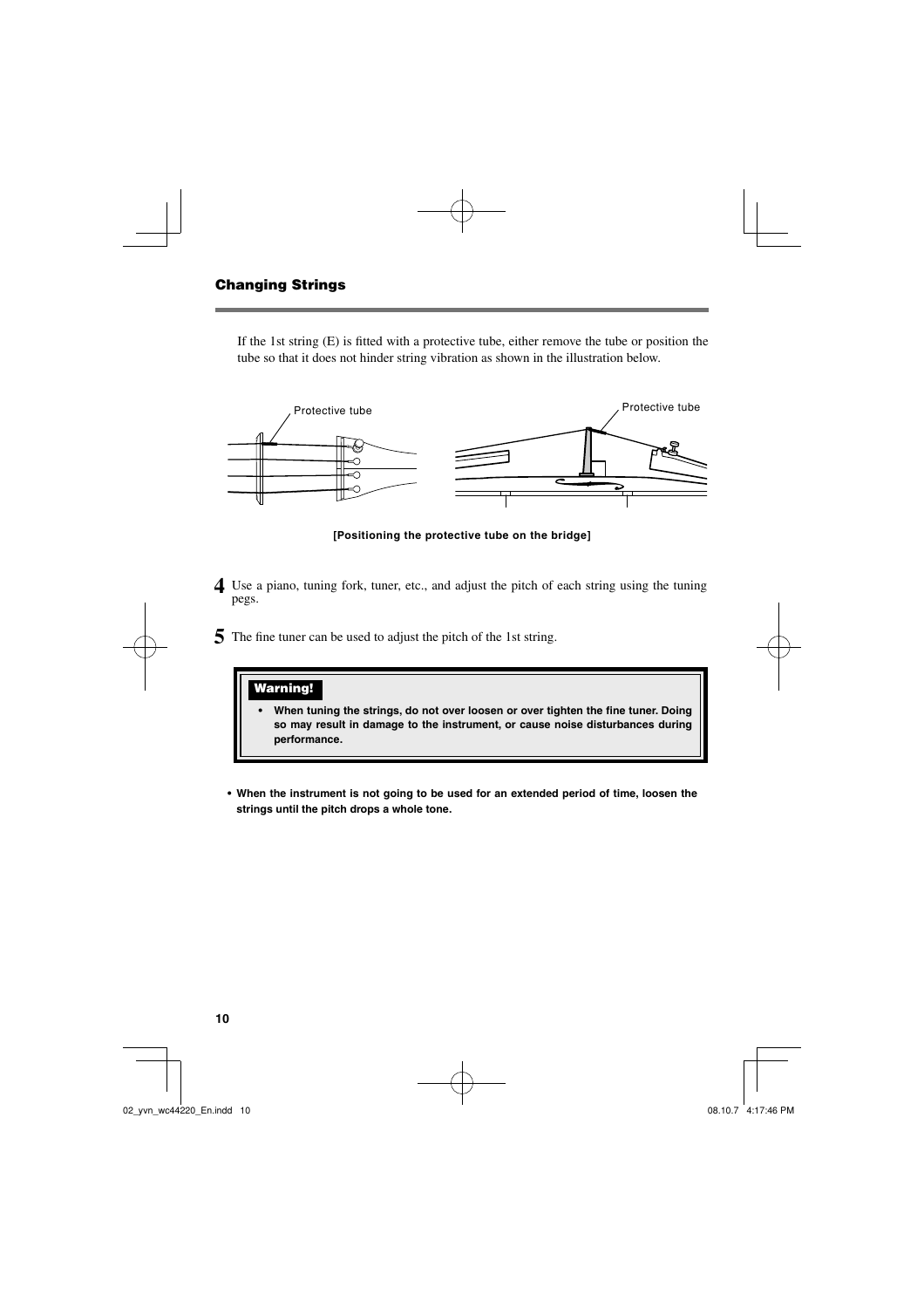## Changing Strings

If the 1st string (E) is fitted with a protective tube, either remove the tube or position the tube so that it does not hinder string vibration as shown in the illustration below.

Protective tube

Protective tube

**[Positioning the protective tube on the bridge]**

**4** Use a piano, tuning fork, tuner, etc., and adjust the pitch of each string using the tuning pegs.

**5** The fine tuner can be used to adjust the pitch of the 1st string.

> **Warning!**
>
> - **When tuning the strings, do not over loosen or over tighten the fine tuner. Doing so may result in damage to the instrument, or cause noise disturbances during performance.**

- **When the instrument is not going to be used for an extended period of time, loosen the strings until the pitch drops a whole tone.**